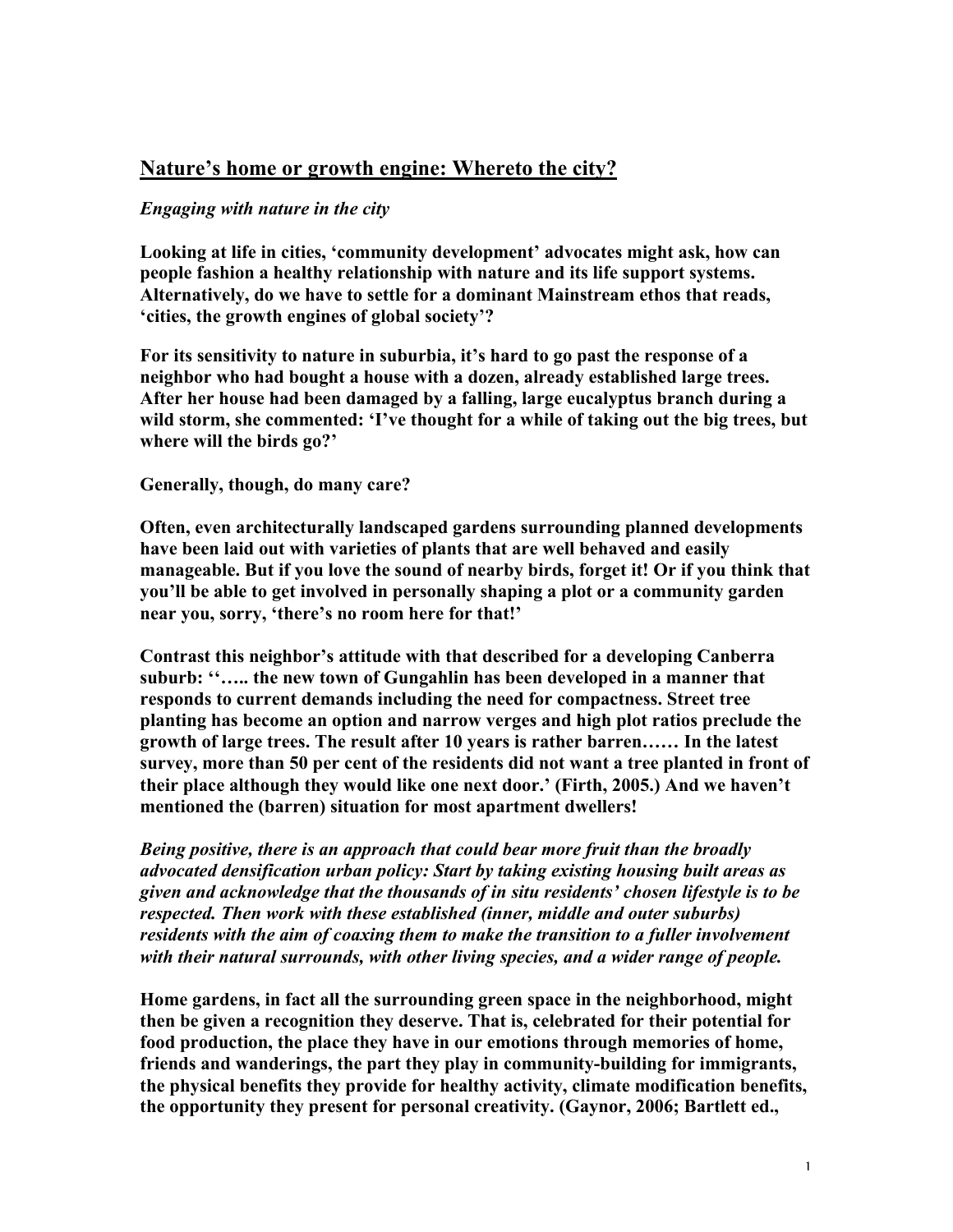# Nature's home or growth engine: Whereto the city?

***Engaging with nature in the city***

**Looking at life in cities, 'community development' advocates might ask, how can people fashion a healthy relationship with nature and its life support systems. Alternatively, do we have to settle for a dominant Mainstream ethos that reads, 'cities, the growth engines of global society'?**

**For its sensitivity to nature in suburbia, it's hard to go past the response of a neighbor who had bought a house with a dozen, already established large trees. After her house had been damaged by a falling, large eucalyptus branch during a wild storm, she commented: 'I've thought for a while of taking out the big trees, but where will the birds go?'**

**Generally, though, do many care?**

**Often, even architecturally landscaped gardens surrounding planned developments have been laid out with varieties of plants that are well behaved and easily manageable. But if you love the sound of nearby birds, forget it! Or if you think that you'll be able to get involved in personally shaping a plot or a community garden near you, sorry, 'there's no room here for that!'**

**Contrast this neighbor's attitude with that described for a developing Canberra suburb: ''….. the new town of Gungahlin has been developed in a manner that responds to current demands including the need for compactness. Street tree planting has become an option and narrow verges and high plot ratios preclude the growth of large trees. The result after 10 years is rather barren…… In the latest survey, more than 50 per cent of the residents did not want a tree planted in front of their place although they would like one next door.' (Firth, 2005.) And we haven't mentioned the (barren) situation for most apartment dwellers!**

***Being positive, there is an approach that could bear more fruit than the broadly advocated densification urban policy: Start by taking existing housing built areas as given and acknowledge that the thousands of in situ residents' chosen lifestyle is to be respected. Then work with these established (inner, middle and outer suburbs) residents with the aim of coaxing them to make the transition to a fuller involvement with their natural surrounds, with other living species, and a wider range of people.***

**Home gardens, in fact all the surrounding green space in the neighborhood, might then be given a recognition they deserve. That is, celebrated for their potential for food production, the place they have in our emotions through memories of home, friends and wanderings, the part they play in community-building for immigrants, the physical benefits they provide for healthy activity, climate modification benefits, the opportunity they present for personal creativity. (Gaynor, 2006; Bartlett ed.,**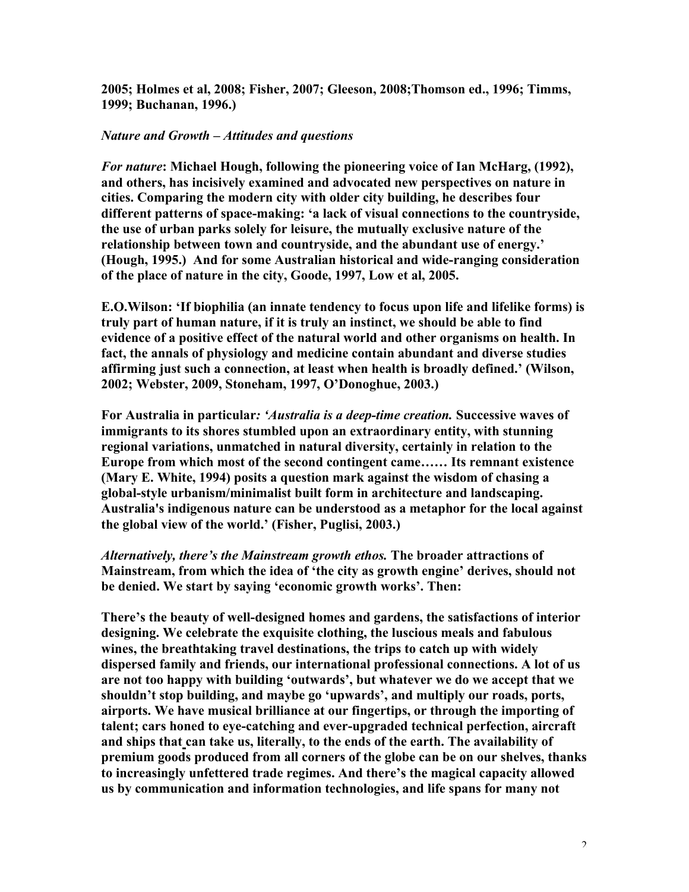**2005; Holmes et al, 2008; Fisher, 2007; Gleeson, 2008;Thomson ed., 1996; Timms, 1999; Buchanan, 1996.)**

***Nature and Growth – Attitudes and questions***

***For nature*: Michael Hough, following the pioneering voice of Ian McHarg, (1992), and others, has incisively examined and advocated new perspectives on nature in cities. Comparing the modern city with older city building, he describes four different patterns of space-making: 'a lack of visual connections to the countryside, the use of urban parks solely for leisure, the mutually exclusive nature of the relationship between town and countryside, and the abundant use of energy.' (Hough, 1995.) And for some Australian historical and wide-ranging consideration of the place of nature in the city, Goode, 1997, Low et al, 2005.**

**E.O.Wilson: 'If biophilia (an innate tendency to focus upon life and lifelike forms) is truly part of human nature, if it is truly an instinct, we should be able to find evidence of a positive effect of the natural world and other organisms on health. In fact, the annals of physiology and medicine contain abundant and diverse studies affirming just such a connection, at least when health is broadly defined.' (Wilson, 2002; Webster, 2009, Stoneham, 1997, O'Donoghue, 2003.)**

**For Australia in particular*: 'Australia is a deep-time creation.* Successive waves of immigrants to its shores stumbled upon an extraordinary entity, with stunning regional variations, unmatched in natural diversity, certainly in relation to the Europe from which most of the second contingent came…… Its remnant existence (Mary E. White, 1994) posits a question mark against the wisdom of chasing a global-style urbanism/minimalist built form in architecture and landscaping. Australia's indigenous nature can be understood as a metaphor for the local against the global view of the world.' (Fisher, Puglisi, 2003.)**

***Alternatively, there's the Mainstream growth ethos.* The broader attractions of Mainstream, from which the idea of 'the city as growth engine' derives, should not be denied. We start by saying 'economic growth works'. Then:**

**There's the beauty of well-designed homes and gardens, the satisfactions of interior designing. We celebrate the exquisite clothing, the luscious meals and fabulous wines, the breathtaking travel destinations, the trips to catch up with widely dispersed family and friends, our international professional connections. A lot of us are not too happy with building 'outwards', but whatever we do we accept that we shouldn't stop building, and maybe go 'upwards', and multiply our roads, ports, airports. We have musical brilliance at our fingertips, or through the importing of talent; cars honed to eye-catching and ever-upgraded technical perfection, aircraft and ships that can take us, literally, to the ends of the earth. The availability of premium goods produced from all corners of the globe can be on our shelves, thanks to increasingly unfettered trade regimes. And there's the magical capacity allowed us by communication and information technologies, and life spans for many not**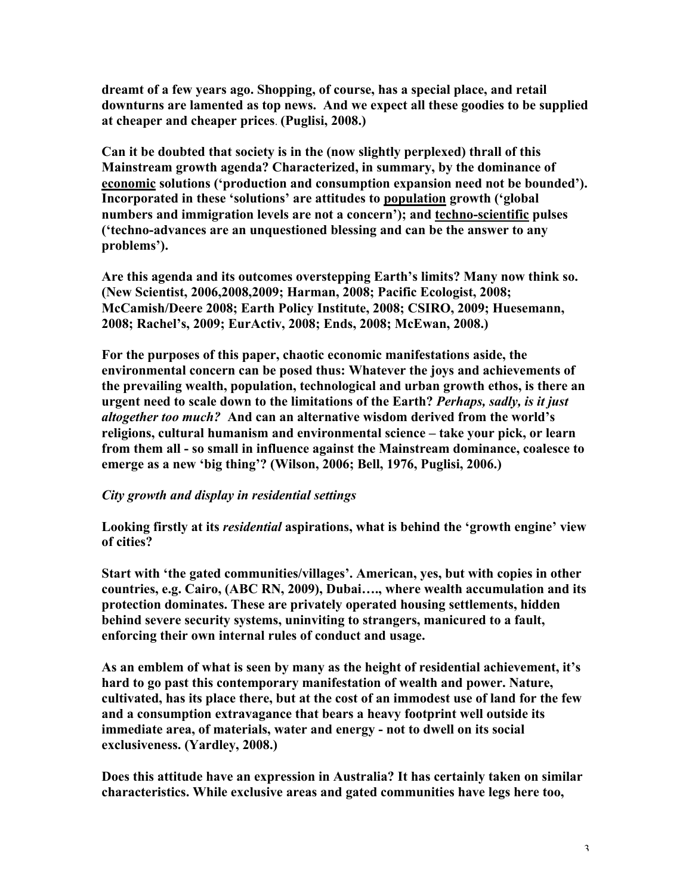**dreamt of a few years ago. Shopping, of course, has a special place, and retail downturns are lamented as top news. And we expect all these goodies to be supplied at cheaper and cheaper prices. (Puglisi, 2008.)**

**Can it be doubted that society is in the (now slightly perplexed) thrall of this Mainstream growth agenda? Characterized, in summary, by the dominance of <u>economic</u> solutions ('production and consumption expansion need not be bounded'). Incorporated in these 'solutions' are attitudes to <u>population</u> growth ('global numbers and immigration levels are not a concern'); and <u>techno-scientific</u> pulses ('techno-advances are an unquestioned blessing and can be the answer to any problems').**

**Are this agenda and its outcomes overstepping Earth's limits? Many now think so. (New Scientist, 2006,2008,2009; Harman, 2008; Pacific Ecologist, 2008; McCamish/Deere 2008; Earth Policy Institute, 2008; CSIRO, 2009; Huesemann, 2008; Rachel's, 2009; EurActiv, 2008; Ends, 2008; McEwan, 2008.)**

**For the purposes of this paper, chaotic economic manifestations aside, the environmental concern can be posed thus: Whatever the joys and achievements of the prevailing wealth, population, technological and urban growth ethos, is there an urgent need to scale down to the limitations of the Earth? *Perhaps, sadly, is it just altogether too much?* And can an alternative wisdom derived from the world's religions, cultural humanism and environmental science – take your pick, or learn from them all - so small in influence against the Mainstream dominance, coalesce to emerge as a new 'big thing'? (Wilson, 2006; Bell, 1976, Puglisi, 2006.)**

### *City growth and display in residential settings*

**Looking firstly at its *residential* aspirations, what is behind the 'growth engine' view of cities?**

**Start with 'the gated communities/villages'. American, yes, but with copies in other countries, e.g. Cairo, (ABC RN, 2009), Dubai…., where wealth accumulation and its protection dominates. These are privately operated housing settlements, hidden behind severe security systems, uninviting to strangers, manicured to a fault, enforcing their own internal rules of conduct and usage.**

**As an emblem of what is seen by many as the height of residential achievement, it's hard to go past this contemporary manifestation of wealth and power. Nature, cultivated, has its place there, but at the cost of an immodest use of land for the few and a consumption extravagance that bears a heavy footprint well outside its immediate area, of materials, water and energy - not to dwell on its social exclusiveness. (Yardley, 2008.)**

**Does this attitude have an expression in Australia? It has certainly taken on similar characteristics. While exclusive areas and gated communities have legs here too,**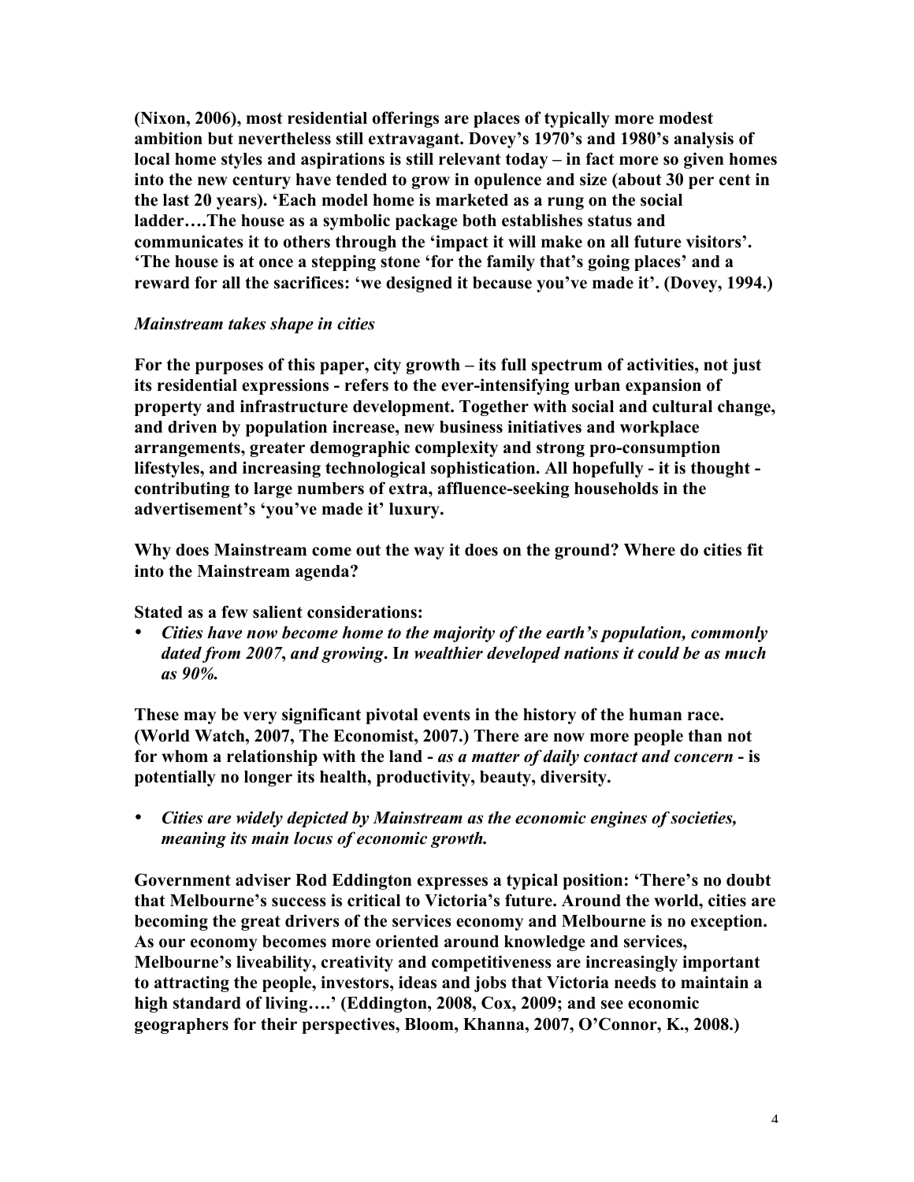(Nixon, 2006), most residential offerings are places of typically more modest ambition but nevertheless still extravagant. Dovey's 1970's and 1980's analysis of local home styles and aspirations is still relevant today – in fact more so given homes into the new century have tended to grow in opulence and size (about 30 per cent in the last 20 years). 'Each model home is marketed as a rung on the social ladder….The house as a symbolic package both establishes status and communicates it to others through the 'impact it will make on all future visitors'. 'The house is at once a stepping stone 'for the family that's going places' and a reward for all the sacrifices: 'we designed it because you've made it'. (Dovey, 1994.)

*Mainstream takes shape in cities*

For the purposes of this paper, city growth – its full spectrum of activities, not just its residential expressions - refers to the ever-intensifying urban expansion of property and infrastructure development. Together with social and cultural change, and driven by population increase, new business initiatives and workplace arrangements, greater demographic complexity and strong pro-consumption lifestyles, and increasing technological sophistication. All hopefully - it is thought - contributing to large numbers of extra, affluence-seeking households in the advertisement's 'you've made it' luxury.

Why does Mainstream come out the way it does on the ground? Where do cities fit into the Mainstream agenda?

Stated as a few salient considerations:

- *Cities have now become home to the majority of the earth's population, commonly dated from 2007, and growing*. I*n wealthier developed nations it could be as much as 90%.*

These may be very significant pivotal events in the history of the human race. (World Watch, 2007, The Economist, 2007.) There are now more people than not for whom a relationship with the land - *as a matter of daily contact and concern* - is potentially no longer its health, productivity, beauty, diversity.

- *Cities are widely depicted by Mainstream as the economic engines of societies, meaning its main locus of economic growth.*

Government adviser Rod Eddington expresses a typical position: 'There's no doubt that Melbourne's success is critical to Victoria's future. Around the world, cities are becoming the great drivers of the services economy and Melbourne is no exception. As our economy becomes more oriented around knowledge and services, Melbourne's liveability, creativity and competitiveness are increasingly important to attracting the people, investors, ideas and jobs that Victoria needs to maintain a high standard of living….' (Eddington, 2008, Cox, 2009; and see economic geographers for their perspectives, Bloom, Khanna, 2007, O'Connor, K., 2008.)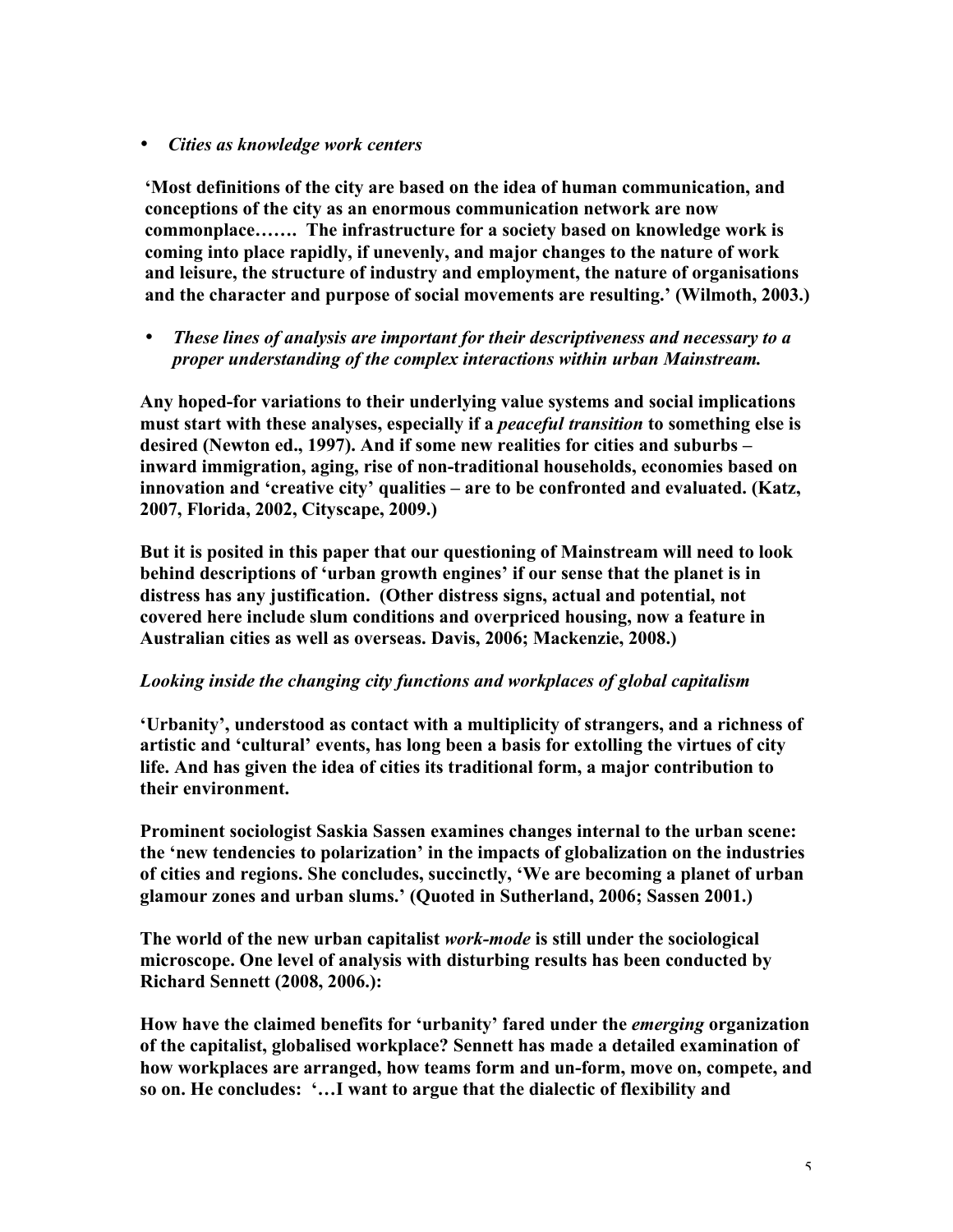- ***Cities as knowledge work centers***

**'Most definitions of the city are based on the idea of human communication, and conceptions of the city as an enormous communication network are now commonplace……. The infrastructure for a society based on knowledge work is coming into place rapidly, if unevenly, and major changes to the nature of work and leisure, the structure of industry and employment, the nature of organisations and the character and purpose of social movements are resulting.' (Wilmoth, 2003.)**

- ***These lines of analysis are important for their descriptiveness and necessary to a proper understanding of the complex interactions within urban Mainstream.***

**Any hoped-for variations to their underlying value systems and social implications must start with these analyses, especially if a *peaceful transition* to something else is desired (Newton ed., 1997). And if some new realities for cities and suburbs – inward immigration, aging, rise of non-traditional households, economies based on innovation and 'creative city' qualities – are to be confronted and evaluated. (Katz, 2007, Florida, 2002, Cityscape, 2009.)**

**But it is posited in this paper that our questioning of Mainstream will need to look behind descriptions of 'urban growth engines' if our sense that the planet is in distress has any justification. (Other distress signs, actual and potential, not covered here include slum conditions and overpriced housing, now a feature in Australian cities as well as overseas. Davis, 2006; Mackenzie, 2008.)**

***Looking inside the changing city functions and workplaces of global capitalism***

**'Urbanity', understood as contact with a multiplicity of strangers, and a richness of artistic and 'cultural' events, has long been a basis for extolling the virtues of city life. And has given the idea of cities its traditional form, a major contribution to their environment.**

**Prominent sociologist Saskia Sassen examines changes internal to the urban scene: the 'new tendencies to polarization' in the impacts of globalization on the industries of cities and regions. She concludes, succinctly, 'We are becoming a planet of urban glamour zones and urban slums.' (Quoted in Sutherland, 2006; Sassen 2001.)**

**The world of the new urban capitalist *work-mode* is still under the sociological microscope. One level of analysis with disturbing results has been conducted by Richard Sennett (2008, 2006.):**

**How have the claimed benefits for 'urbanity' fared under the *emerging* organization of the capitalist, globalised workplace? Sennett has made a detailed examination of how workplaces are arranged, how teams form and un-form, move on, compete, and so on. He concludes: '…I want to argue that the dialectic of flexibility and**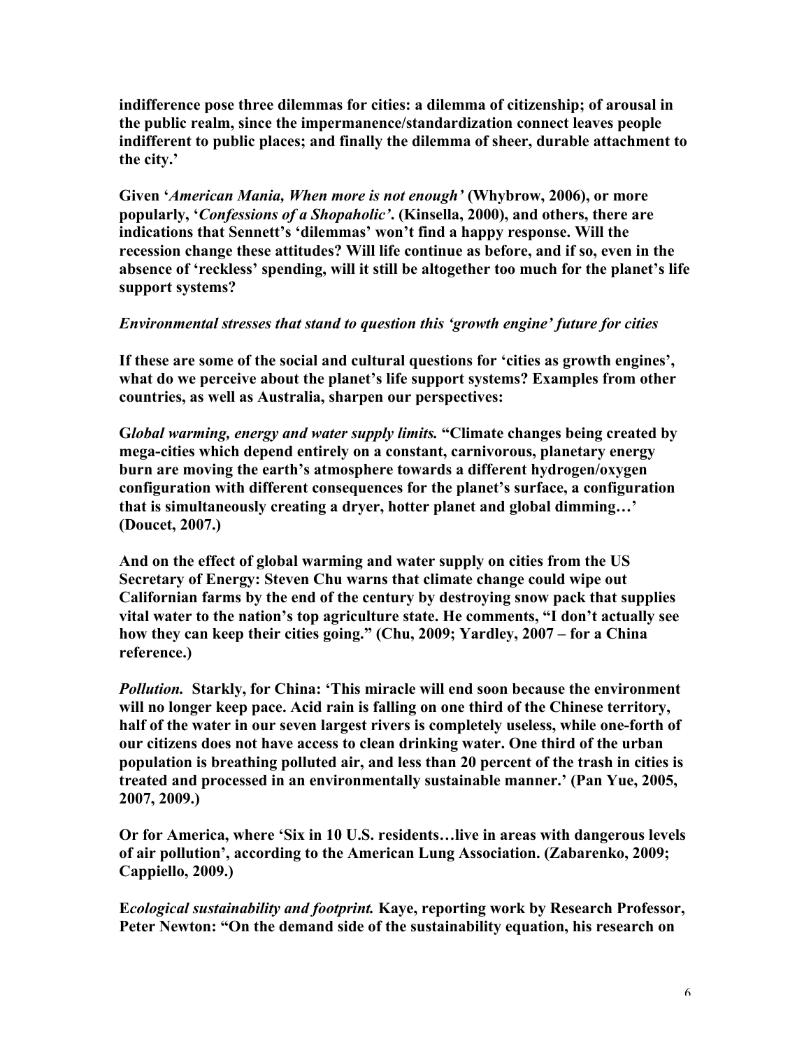**indifference pose three dilemmas for cities: a dilemma of citizenship; of arousal in the public realm, since the impermanence/standardization connect leaves people indifferent to public places; and finally the dilemma of sheer, durable attachment to the city.'**

**Given '*American Mania, When more is not enough'* (Whybrow, 2006), or more popularly, '*Confessions of a Shopaholic'*. (Kinsella, 2000), and others, there are indications that Sennett's 'dilemmas' won't find a happy response. Will the recession change these attitudes? Will life continue as before, and if so, even in the absence of 'reckless' spending, will it still be altogether too much for the planet's life support systems?**

***Environmental stresses that stand to question this 'growth engine' future for cities***

**If these are some of the social and cultural questions for 'cities as growth engines', what do we perceive about the planet's life support systems? Examples from other countries, as well as Australia, sharpen our perspectives:**

**G*lobal warming, energy and water supply limits.* "Climate changes being created by mega-cities which depend entirely on a constant, carnivorous, planetary energy burn are moving the earth's atmosphere towards a different hydrogen/oxygen configuration with different consequences for the planet's surface, a configuration that is simultaneously creating a dryer, hotter planet and global dimming…' (Doucet, 2007.)**

**And on the effect of global warming and water supply on cities from the US Secretary of Energy: Steven Chu warns that climate change could wipe out Californian farms by the end of the century by destroying snow pack that supplies vital water to the nation's top agriculture state. He comments, "I don't actually see how they can keep their cities going." (Chu, 2009; Yardley, 2007 – for a China reference.)**

***Pollution.* Starkly, for China: 'This miracle will end soon because the environment will no longer keep pace. Acid rain is falling on one third of the Chinese territory, half of the water in our seven largest rivers is completely useless, while one-forth of our citizens does not have access to clean drinking water. One third of the urban population is breathing polluted air, and less than 20 percent of the trash in cities is treated and processed in an environmentally sustainable manner.' (Pan Yue, 2005, 2007, 2009.)**

**Or for America, where 'Six in 10 U.S. residents…live in areas with dangerous levels of air pollution', according to the American Lung Association. (Zabarenko, 2009; Cappiello, 2009.)**

**E*cological sustainability and footprint.* Kaye, reporting work by Research Professor, Peter Newton: "On the demand side of the sustainability equation, his research on**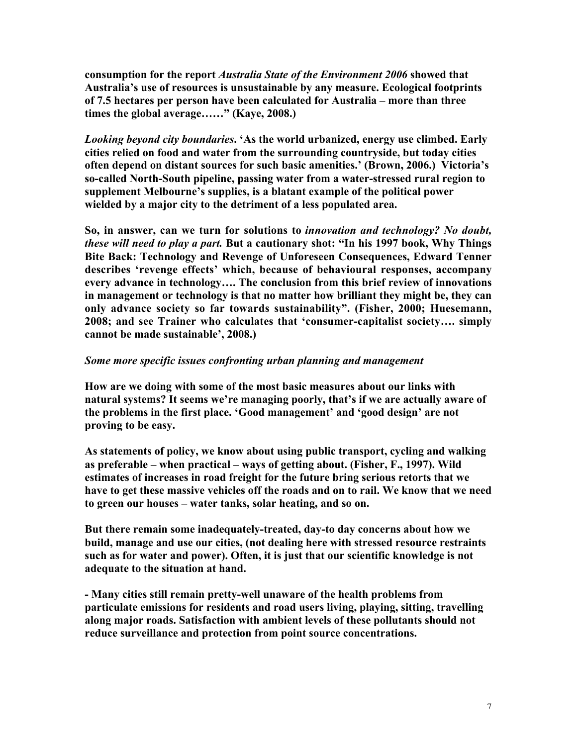**consumption for the report *Australia State of the Environment 2006* showed that Australia's use of resources is unsustainable by any measure. Ecological footprints of 7.5 hectares per person have been calculated for Australia – more than three times the global average……" (Kaye, 2008.)**

***Looking beyond city boundaries*. 'As the world urbanized, energy use climbed. Early cities relied on food and water from the surrounding countryside, but today cities often depend on distant sources for such basic amenities.' (Brown, 2006.) Victoria's so-called North-South pipeline, passing water from a water-stressed rural region to supplement Melbourne's supplies, is a blatant example of the political power wielded by a major city to the detriment of a less populated area.**

**So, in answer, can we turn for solutions to *innovation and technology? No doubt, these will need to play a part.* But a cautionary shot: "In his 1997 book, Why Things Bite Back: Technology and Revenge of Unforeseen Consequences, Edward Tenner describes 'revenge effects' which, because of behavioural responses, accompany every advance in technology…. The conclusion from this brief review of innovations in management or technology is that no matter how brilliant they might be, they can only advance society so far towards sustainability". (Fisher, 2000; Huesemann, 2008; and see Trainer who calculates that 'consumer-capitalist society…. simply cannot be made sustainable', 2008.)**

***Some more specific issues confronting urban planning and management***

**How are we doing with some of the most basic measures about our links with natural systems? It seems we're managing poorly, that's if we are actually aware of the problems in the first place. 'Good management' and 'good design' are not proving to be easy.**

**As statements of policy, we know about using public transport, cycling and walking as preferable – when practical – ways of getting about. (Fisher, F., 1997). Wild estimates of increases in road freight for the future bring serious retorts that we have to get these massive vehicles off the roads and on to rail. We know that we need to green our houses – water tanks, solar heating, and so on.**

**But there remain some inadequately-treated, day-to day concerns about how we build, manage and use our cities, (not dealing here with stressed resource restraints such as for water and power). Often, it is just that our scientific knowledge is not adequate to the situation at hand.**

**- Many cities still remain pretty-well unaware of the health problems from particulate emissions for residents and road users living, playing, sitting, travelling along major roads. Satisfaction with ambient levels of these pollutants should not reduce surveillance and protection from point source concentrations.**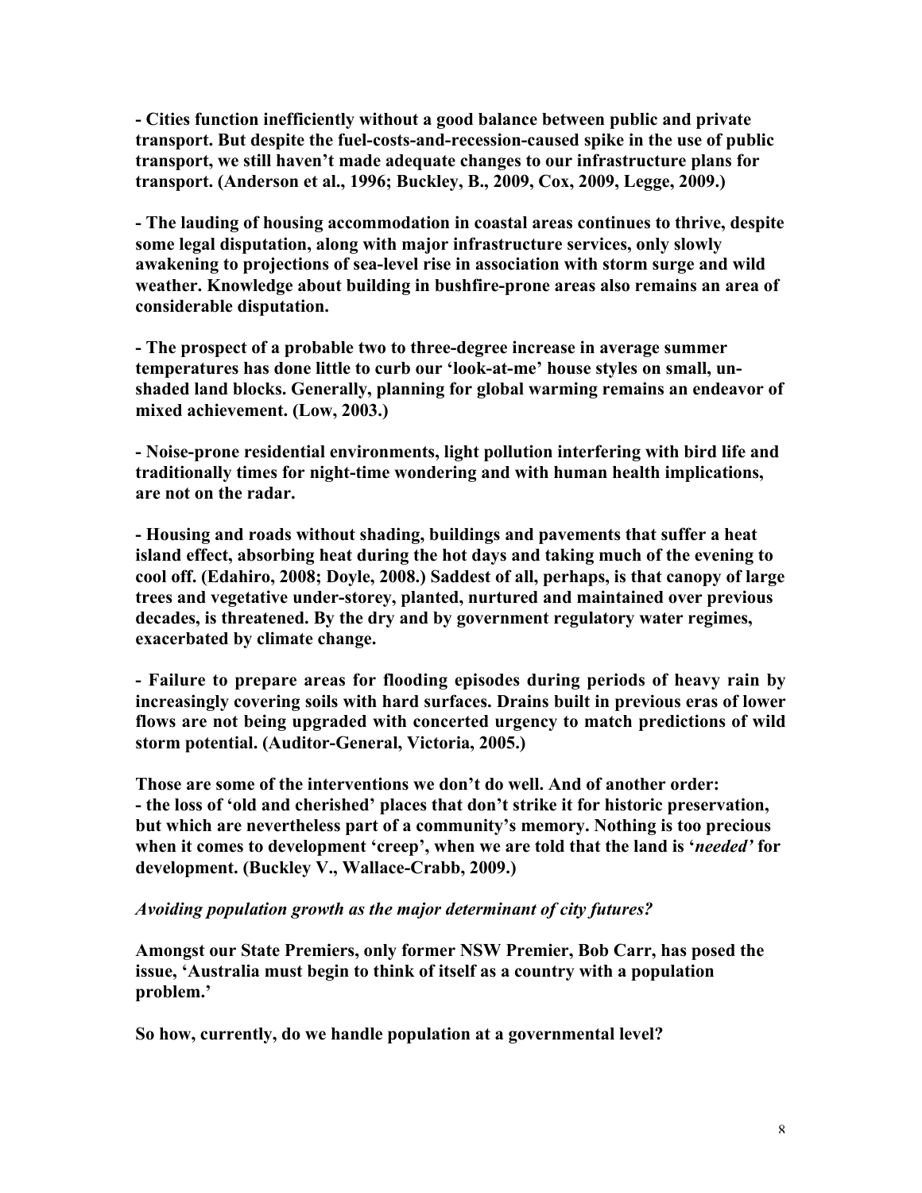**- Cities function inefficiently without a good balance between public and private transport. But despite the fuel-costs-and-recession-caused spike in the use of public transport, we still haven't made adequate changes to our infrastructure plans for transport. (Anderson et al., 1996; Buckley, B., 2009, Cox, 2009, Legge, 2009.)**

**- The lauding of housing accommodation in coastal areas continues to thrive, despite some legal disputation, along with major infrastructure services, only slowly awakening to projections of sea-level rise in association with storm surge and wild weather. Knowledge about building in bushfire-prone areas also remains an area of considerable disputation.**

**- The prospect of a probable two to three-degree increase in average summer temperatures has done little to curb our 'look-at-me' house styles on small, un-shaded land blocks. Generally, planning for global warming remains an endeavor of mixed achievement. (Low, 2003.)**

**- Noise-prone residential environments, light pollution interfering with bird life and traditionally times for night-time wondering and with human health implications, are not on the radar.**

**- Housing and roads without shading, buildings and pavements that suffer a heat island effect, absorbing heat during the hot days and taking much of the evening to cool off. (Edahiro, 2008; Doyle, 2008.) Saddest of all, perhaps, is that canopy of large trees and vegetative under-storey, planted, nurtured and maintained over previous decades, is threatened. By the dry and by government regulatory water regimes, exacerbated by climate change.**

**- Failure to prepare areas for flooding episodes during periods of heavy rain by increasingly covering soils with hard surfaces. Drains built in previous eras of lower flows are not being upgraded with concerted urgency to match predictions of wild storm potential. (Auditor-General, Victoria, 2005.)**

**Those are some of the interventions we don't do well. And of another order:**
**- the loss of 'old and cherished' places that don't strike it for historic preservation, but which are nevertheless part of a community's memory. Nothing is too precious when it comes to development 'creep', when we are told that the land is '*needed*' for development. (Buckley V., Wallace-Crabb, 2009.)**

***Avoiding population growth as the major determinant of city futures?***

**Amongst our State Premiers, only former NSW Premier, Bob Carr, has posed the issue, 'Australia must begin to think of itself as a country with a population problem.'**

**So how, currently, do we handle population at a governmental level?**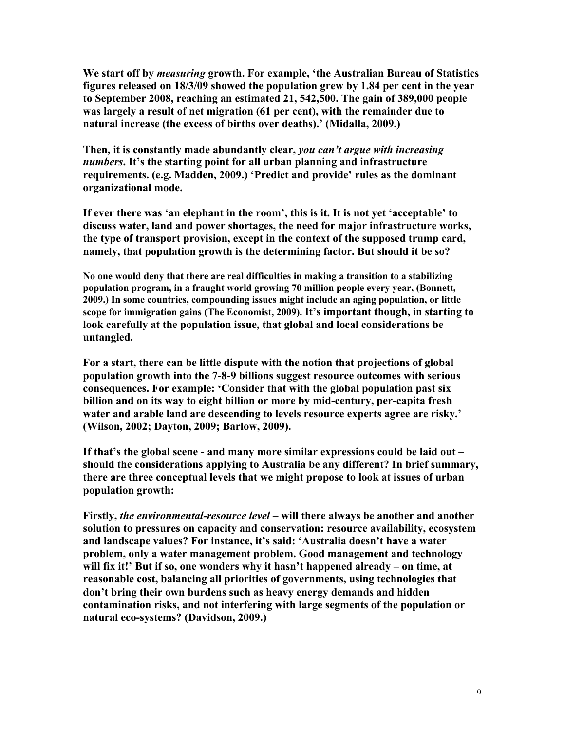**We start off by *measuring* growth. For example, 'the Australian Bureau of Statistics figures released on 18/3/09 showed the population grew by 1.84 per cent in the year to September 2008, reaching an estimated 21, 542,500. The gain of 389,000 people was largely a result of net migration (61 per cent), with the remainder due to natural increase (the excess of births over deaths).' (Midalla, 2009.)**

**Then, it is constantly made abundantly clear, *you can't argue with increasing numbers*. It's the starting point for all urban planning and infrastructure requirements. (e.g. Madden, 2009.) 'Predict and provide' rules as the dominant organizational mode.**

**If ever there was 'an elephant in the room', this is it. It is not yet 'acceptable' to discuss water, land and power shortages, the need for major infrastructure works, the type of transport provision, except in the context of the supposed trump card, namely, that population growth is the determining factor. But should it be so?**

**No one would deny that there are real difficulties in making a transition to a stabilizing population program, in a fraught world growing 70 million people every year, (Bonnett, 2009.) In some countries, compounding issues might include an aging population, or little scope for immigration gains (The Economist, 2009). It's important though, in starting to look carefully at the population issue, that global and local considerations be untangled.**

**For a start, there can be little dispute with the notion that projections of global population growth into the 7-8-9 billions suggest resource outcomes with serious consequences. For example: 'Consider that with the global population past six billion and on its way to eight billion or more by mid-century, per-capita fresh water and arable land are descending to levels resource experts agree are risky.' (Wilson, 2002; Dayton, 2009; Barlow, 2009).**

**If that's the global scene - and many more similar expressions could be laid out – should the considerations applying to Australia be any different? In brief summary, there are three conceptual levels that we might propose to look at issues of urban population growth:**

**Firstly, *the environmental-resource level* – will there always be another and another solution to pressures on capacity and conservation: resource availability, ecosystem and landscape values? For instance, it's said: 'Australia doesn't have a water problem, only a water management problem. Good management and technology will fix it!' But if so, one wonders why it hasn't happened already – on time, at reasonable cost, balancing all priorities of governments, using technologies that don't bring their own burdens such as heavy energy demands and hidden contamination risks, and not interfering with large segments of the population or natural eco-systems? (Davidson, 2009.)**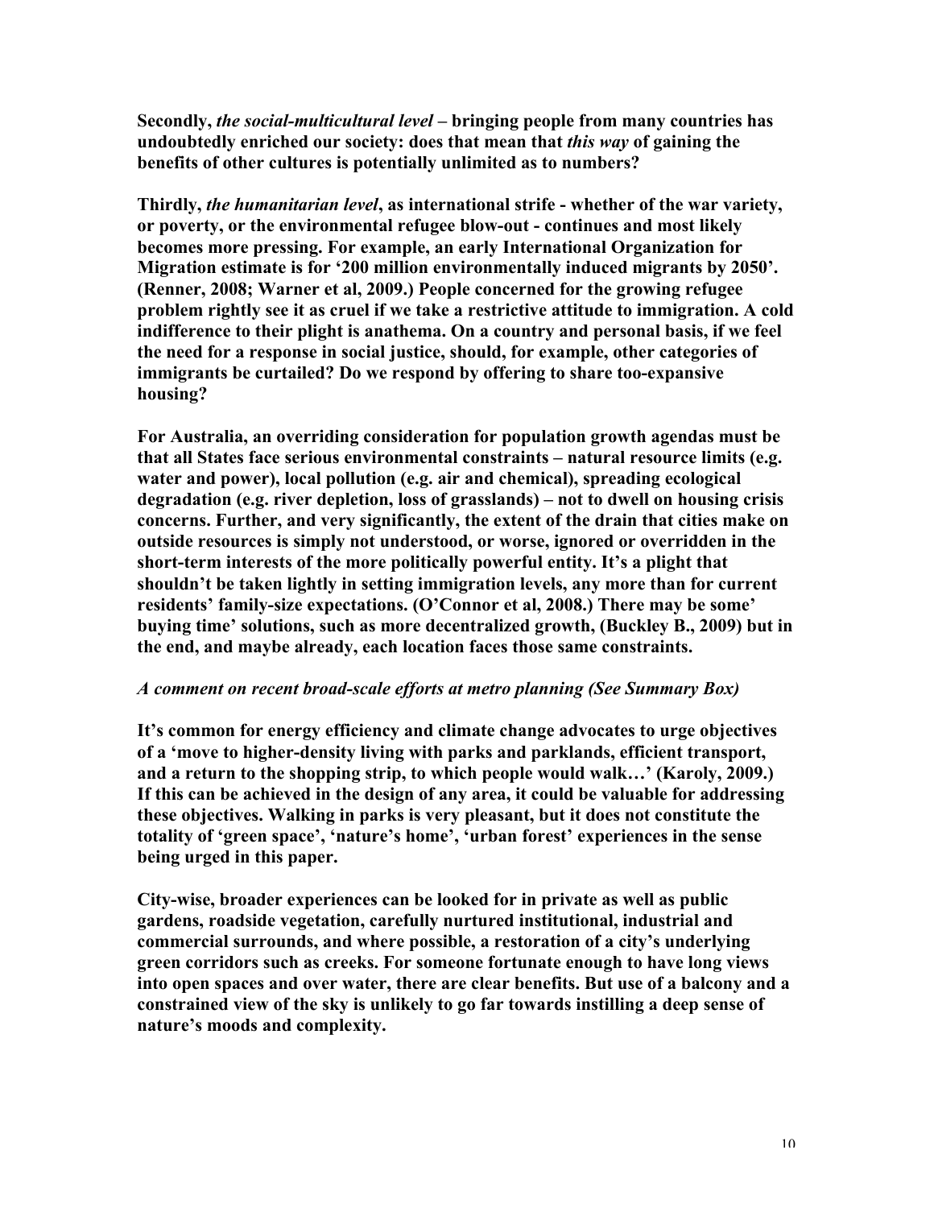**Secondly, *the social-multicultural level* – bringing people from many countries has undoubtedly enriched our society: does that mean that *this way* of gaining the benefits of other cultures is potentially unlimited as to numbers?**

**Thirdly, *the humanitarian level*, as international strife - whether of the war variety, or poverty, or the environmental refugee blow-out - continues and most likely becomes more pressing. For example, an early International Organization for Migration estimate is for '200 million environmentally induced migrants by 2050'. (Renner, 2008; Warner et al, 2009.) People concerned for the growing refugee problem rightly see it as cruel if we take a restrictive attitude to immigration. A cold indifference to their plight is anathema. On a country and personal basis, if we feel the need for a response in social justice, should, for example, other categories of immigrants be curtailed? Do we respond by offering to share too-expansive housing?**

**For Australia, an overriding consideration for population growth agendas must be that all States face serious environmental constraints – natural resource limits (e.g. water and power), local pollution (e.g. air and chemical), spreading ecological degradation (e.g. river depletion, loss of grasslands) – not to dwell on housing crisis concerns. Further, and very significantly, the extent of the drain that cities make on outside resources is simply not understood, or worse, ignored or overridden in the short-term interests of the more politically powerful entity. It's a plight that shouldn't be taken lightly in setting immigration levels, any more than for current residents' family-size expectations. (O'Connor et al, 2008.) There may be some' buying time' solutions, such as more decentralized growth, (Buckley B., 2009) but in the end, and maybe already, each location faces those same constraints.**

*A comment on recent broad-scale efforts at metro planning (See Summary Box)*

**It's common for energy efficiency and climate change advocates to urge objectives of a 'move to higher-density living with parks and parklands, efficient transport, and a return to the shopping strip, to which people would walk…' (Karoly, 2009.) If this can be achieved in the design of any area, it could be valuable for addressing these objectives. Walking in parks is very pleasant, but it does not constitute the totality of 'green space', 'nature's home', 'urban forest' experiences in the sense being urged in this paper.**

**City-wise, broader experiences can be looked for in private as well as public gardens, roadside vegetation, carefully nurtured institutional, industrial and commercial surrounds, and where possible, a restoration of a city's underlying green corridors such as creeks. For someone fortunate enough to have long views into open spaces and over water, there are clear benefits. But use of a balcony and a constrained view of the sky is unlikely to go far towards instilling a deep sense of nature's moods and complexity.**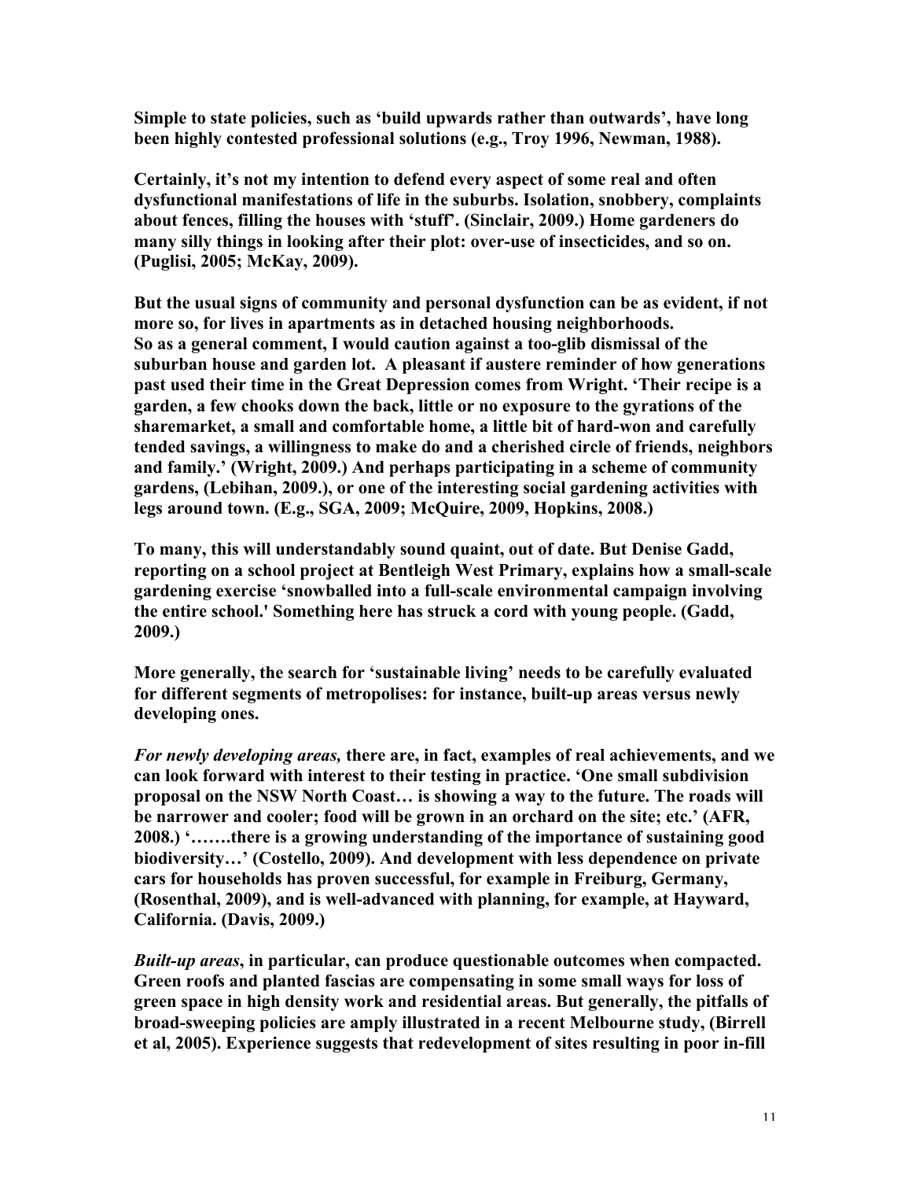**Simple to state policies, such as 'build upwards rather than outwards', have long been highly contested professional solutions (e.g., Troy 1996, Newman, 1988).**

**Certainly, it's not my intention to defend every aspect of some real and often dysfunctional manifestations of life in the suburbs. Isolation, snobbery, complaints about fences, filling the houses with 'stuff'. (Sinclair, 2009.) Home gardeners do many silly things in looking after their plot: over-use of insecticides, and so on. (Puglisi, 2005; McKay, 2009).**

**But the usual signs of community and personal dysfunction can be as evident, if not more so, for lives in apartments as in detached housing neighborhoods. So as a general comment, I would caution against a too-glib dismissal of the suburban house and garden lot. A pleasant if austere reminder of how generations past used their time in the Great Depression comes from Wright. 'Their recipe is a garden, a few chooks down the back, little or no exposure to the gyrations of the sharemarket, a small and comfortable home, a little bit of hard-won and carefully tended savings, a willingness to make do and a cherished circle of friends, neighbors and family.' (Wright, 2009.) And perhaps participating in a scheme of community gardens, (Lebihan, 2009.), or one of the interesting social gardening activities with legs around town. (E.g., SGA, 2009; McQuire, 2009, Hopkins, 2008.)**

**To many, this will understandably sound quaint, out of date. But Denise Gadd, reporting on a school project at Bentleigh West Primary, explains how a small-scale gardening exercise 'snowballed into a full-scale environmental campaign involving the entire school.' Something here has struck a cord with young people. (Gadd, 2009.)**

**More generally, the search for 'sustainable living' needs to be carefully evaluated for different segments of metropolises: for instance, built-up areas versus newly developing ones.**

***For newly developing areas,* there are, in fact, examples of real achievements, and we can look forward with interest to their testing in practice. 'One small subdivision proposal on the NSW North Coast… is showing a way to the future. The roads will be narrower and cooler; food will be grown in an orchard on the site; etc.' (AFR, 2008.) '…….there is a growing understanding of the importance of sustaining good biodiversity…' (Costello, 2009). And development with less dependence on private cars for households has proven successful, for example in Freiburg, Germany, (Rosenthal, 2009), and is well-advanced with planning, for example, at Hayward, California. (Davis, 2009.)**

***Built-up areas*, in particular, can produce questionable outcomes when compacted. Green roofs and planted fascias are compensating in some small ways for loss of green space in high density work and residential areas. But generally, the pitfalls of broad-sweeping policies are amply illustrated in a recent Melbourne study, (Birrell et al, 2005). Experience suggests that redevelopment of sites resulting in poor in-fill**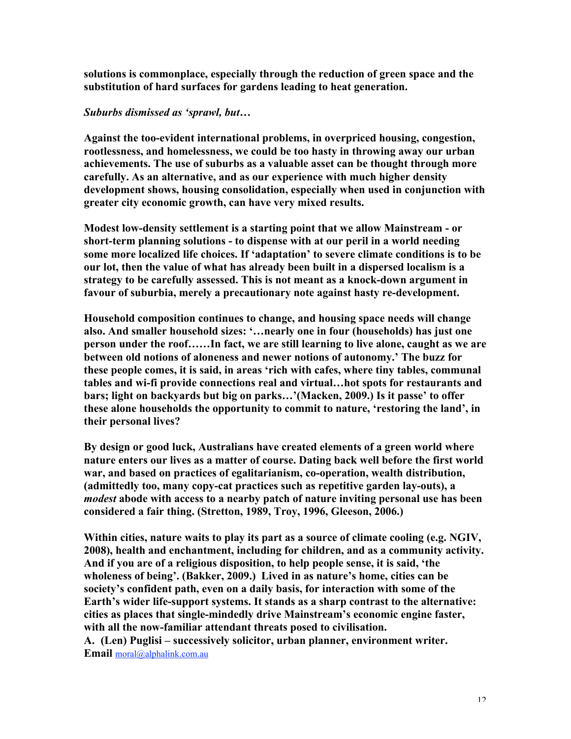**solutions is commonplace, especially through the reduction of green space and the substitution of hard surfaces for gardens leading to heat generation.**

***Suburbs dismissed as 'sprawl, but…***

**Against the too-evident international problems, in overpriced housing, congestion, rootlessness, and homelessness, we could be too hasty in throwing away our urban achievements. The use of suburbs as a valuable asset can be thought through more carefully. As an alternative, and as our experience with much higher density development shows, housing consolidation, especially when used in conjunction with greater city economic growth, can have very mixed results.**

**Modest low-density settlement is a starting point that we allow Mainstream - or short-term planning solutions - to dispense with at our peril in a world needing some more localized life choices. If 'adaptation' to severe climate conditions is to be our lot, then the value of what has already been built in a dispersed localism is a strategy to be carefully assessed. This is not meant as a knock-down argument in favour of suburbia, merely a precautionary note against hasty re-development.**

**Household composition continues to change, and housing space needs will change also. And smaller household sizes: '…nearly one in four (households) has just one person under the roof……In fact, we are still learning to live alone, caught as we are between old notions of aloneness and newer notions of autonomy.' The buzz for these people comes, it is said, in areas 'rich with cafes, where tiny tables, communal tables and wi-fi provide connections real and virtual…hot spots for restaurants and bars; light on backyards but big on parks…'(Macken, 2009.) Is it passe' to offer these alone households the opportunity to commit to nature, 'restoring the land', in their personal lives?**

**By design or good luck, Australians have created elements of a green world where nature enters our lives as a matter of course. Dating back well before the first world war, and based on practices of egalitarianism, co-operation, wealth distribution, (admittedly too, many copy-cat practices such as repetitive garden lay-outs), a *modest* abode with access to a nearby patch of nature inviting personal use has been considered a fair thing. (Stretton, 1989, Troy, 1996, Gleeson, 2006.)**

**Within cities, nature waits to play its part as a source of climate cooling (e.g. NGIV, 2008), health and enchantment, including for children, and as a community activity. And if you are of a religious disposition, to help people sense, it is said, 'the wholeness of being'. (Bakker, 2009.) Lived in as nature's home, cities can be society's confident path, even on a daily basis, for interaction with some of the Earth's wider life-support systems. It stands as a sharp contrast to the alternative: cities as places that single-mindedly drive Mainstream's economic engine faster, with all the now-familiar attendant threats posed to civilisation.**

**A. (Len) Puglisi – successively solicitor, urban planner, environment writer.**
**Email** moral@alphalink.com.au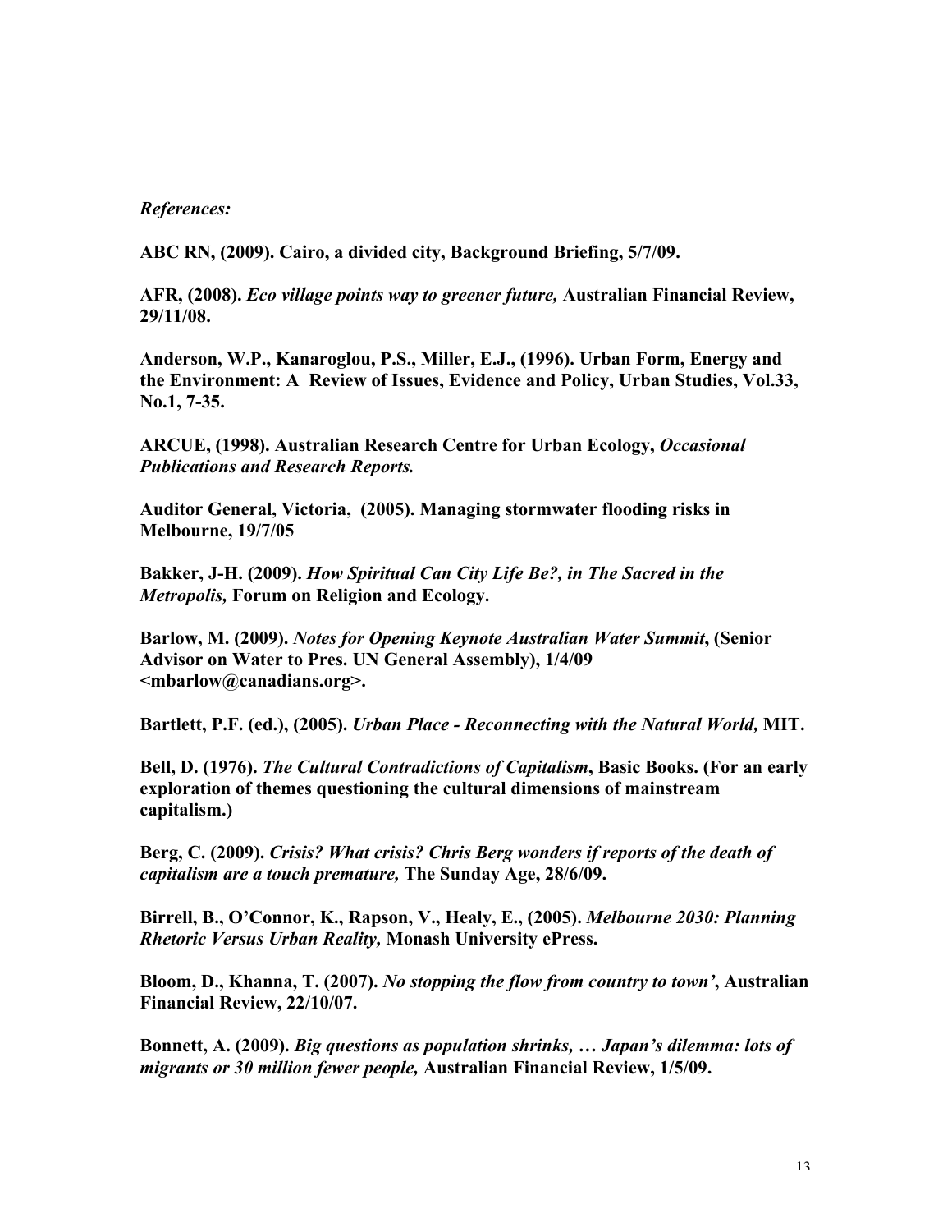*References:*

**ABC RN, (2009). Cairo, a divided city, Background Briefing, 5/7/09.**

**AFR, (2008).** ***Eco village points way to greener future,*** **Australian Financial Review, 29/11/08.**

**Anderson, W.P., Kanaroglou, P.S., Miller, E.J., (1996). Urban Form, Energy and the Environment: A Review of Issues, Evidence and Policy, Urban Studies, Vol.33, No.1, 7-35.**

**ARCUE, (1998). Australian Research Centre for Urban Ecology,** ***Occasional Publications and Research Reports.***

**Auditor General, Victoria, (2005). Managing stormwater flooding risks in Melbourne, 19/7/05**

**Bakker, J-H. (2009).** ***How Spiritual Can City Life Be?, in The Sacred in the Metropolis,*** **Forum on Religion and Ecology.**

**Barlow, M. (2009).** ***Notes for Opening Keynote Australian Water Summit*****, (Senior Advisor on Water to Pres. UN General Assembly), 1/4/09 <mbarlow@canadians.org>.**

**Bartlett, P.F. (ed.), (2005).** ***Urban Place - Reconnecting with the Natural World,*** **MIT.**

**Bell, D. (1976).** ***The Cultural Contradictions of Capitalism*****, Basic Books. (For an early exploration of themes questioning the cultural dimensions of mainstream capitalism.)**

**Berg, C. (2009).** ***Crisis? What crisis? Chris Berg wonders if reports of the death of capitalism are a touch premature,*** **The Sunday Age, 28/6/09.**

**Birrell, B., O'Connor, K., Rapson, V., Healy, E., (2005).** ***Melbourne 2030: Planning Rhetoric Versus Urban Reality,*** **Monash University ePress.**

**Bloom, D., Khanna, T. (2007).** ***No stopping the flow from country to town'*****, Australian Financial Review, 22/10/07.**

**Bonnett, A. (2009).** ***Big questions as population shrinks, … Japan's dilemma: lots of migrants or 30 million fewer people,*** **Australian Financial Review, 1/5/09.**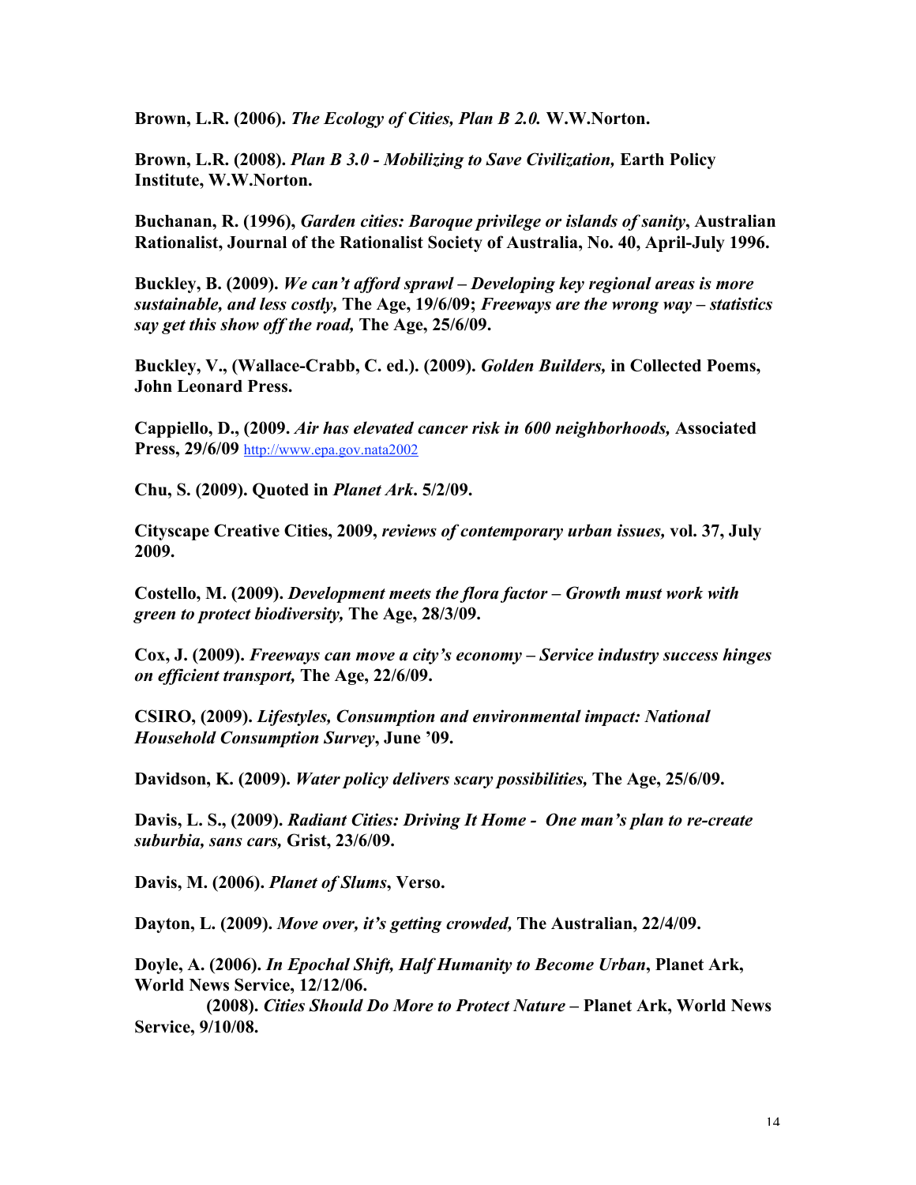**Brown, L.R. (2006).** ***The Ecology of Cities, Plan B 2.0.*** **W.W.Norton.**

**Brown, L.R. (2008).** ***Plan B 3.0 - Mobilizing to Save Civilization,*** **Earth Policy Institute, W.W.Norton.**

**Buchanan, R. (1996),** ***Garden cities: Baroque privilege or islands of sanity*****, Australian Rationalist, Journal of the Rationalist Society of Australia, No. 40, April-July 1996.**

**Buckley, B. (2009).** ***We can't afford sprawl – Developing key regional areas is more sustainable, and less costly,*** **The Age, 19/6/09;** ***Freeways are the wrong way – statistics say get this show off the road,*** **The Age, 25/6/09.**

**Buckley, V., (Wallace-Crabb, C. ed.). (2009).** ***Golden Builders,*** **in Collected Poems, John Leonard Press.**

**Cappiello, D., (2009.** ***Air has elevated cancer risk in 600 neighborhoods,*** **Associated Press, 29/6/09** http://www.epa.gov.nata2002

**Chu, S. (2009). Quoted in** ***Planet Ark*****. 5/2/09.**

**Cityscape Creative Cities, 2009,** ***reviews of contemporary urban issues,*** **vol. 37, July 2009.**

**Costello, M. (2009).** ***Development meets the flora factor – Growth must work with green to protect biodiversity,*** **The Age, 28/3/09.**

**Cox, J. (2009).** ***Freeways can move a city's economy – Service industry success hinges on efficient transport,*** **The Age, 22/6/09.**

**CSIRO, (2009).** ***Lifestyles, Consumption and environmental impact: National Household Consumption Survey*****, June '09.**

**Davidson, K. (2009).** ***Water policy delivers scary possibilities,*** **The Age, 25/6/09.**

**Davis, L. S., (2009).** ***Radiant Cities: Driving It Home - One man's plan to re-create suburbia, sans cars,*** **Grist, 23/6/09.**

**Davis, M. (2006).** ***Planet of Slums*****, Verso.**

**Dayton, L. (2009).** ***Move over, it's getting crowded,*** **The Australian, 22/4/09.**

**Doyle, A. (2006).** ***In Epochal Shift, Half Humanity to Become Urban*****, Planet Ark, World News Service, 12/12/06.**

**(2008).** ***Cities Should Do More to Protect Nature*** **– Planet Ark, World News Service, 9/10/08.**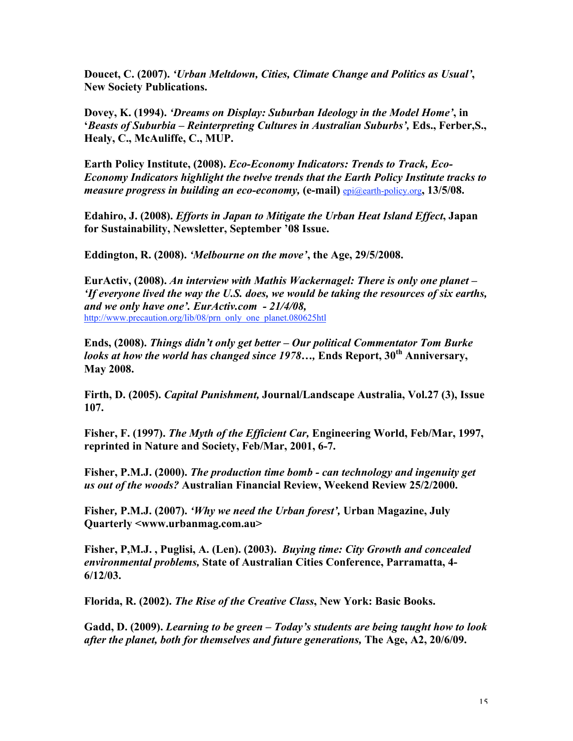**Doucet, C. (2007).** ***'Urban Meltdown, Cities, Climate Change and Politics as Usual'*****, New Society Publications.**

**Dovey, K. (1994).** ***'Dreams on Display: Suburban Ideology in the Model Home'*****, in '*****Beasts of Suburbia – Reinterpreting Cultures in Australian Suburbs',*** **Eds., Ferber,S., Healy, C., McAuliffe, C., MUP.**

**Earth Policy Institute, (2008).** ***Eco-Economy Indicators: Trends to Track, Eco-Economy Indicators highlight the twelve trends that the Earth Policy Institute tracks to measure progress in building an eco-economy,*** **(e-mail)** epi@earth-policy.org**, 13/5/08.**

**Edahiro, J. (2008).** ***Efforts in Japan to Mitigate the Urban Heat Island Effect*****, Japan for Sustainability, Newsletter, September '08 Issue.**

**Eddington, R. (2008).** ***'Melbourne on the move'*****, the Age, 29/5/2008.**

**EurActiv, (2008).** ***An interview with Mathis Wackernagel: There is only one planet – 'If everyone lived the way the U.S. does, we would be taking the resources of six earths, and we only have one'. EurActiv.com - 21/4/08,*** http://www.precaution.org/lib/08/prn_only_one_planet.080625htl

**Ends, (2008).** ***Things didn't only get better – Our political Commentator Tom Burke looks at how the world has changed since 1978…,*** **Ends Report, 30th Anniversary, May 2008.**

**Firth, D. (2005).** ***Capital Punishment,*** **Journal/Landscape Australia, Vol.27 (3), Issue 107.**

**Fisher, F. (1997).** ***The Myth of the Efficient Car,*** **Engineering World, Feb/Mar, 1997, reprinted in Nature and Society, Feb/Mar, 2001, 6-7.**

**Fisher, P.M.J. (2000).** ***The production time bomb - can technology and ingenuity get us out of the woods?*** **Australian Financial Review, Weekend Review 25/2/2000.**

**Fisher, P.M.J. (2007).** ***'Why we need the Urban forest',*** **Urban Magazine, July Quarterly <www.urbanmag.com.au>**

**Fisher, P,M.J. , Puglisi, A. (Len). (2003).** ***Buying time: City Growth and concealed environmental problems,*** **State of Australian Cities Conference, Parramatta, 4-6/12/03.**

**Florida, R. (2002).** ***The Rise of the Creative Class*****, New York: Basic Books.**

**Gadd, D. (2009).** ***Learning to be green – Today's students are being taught how to look after the planet, both for themselves and future generations,*** **The Age, A2, 20/6/09.**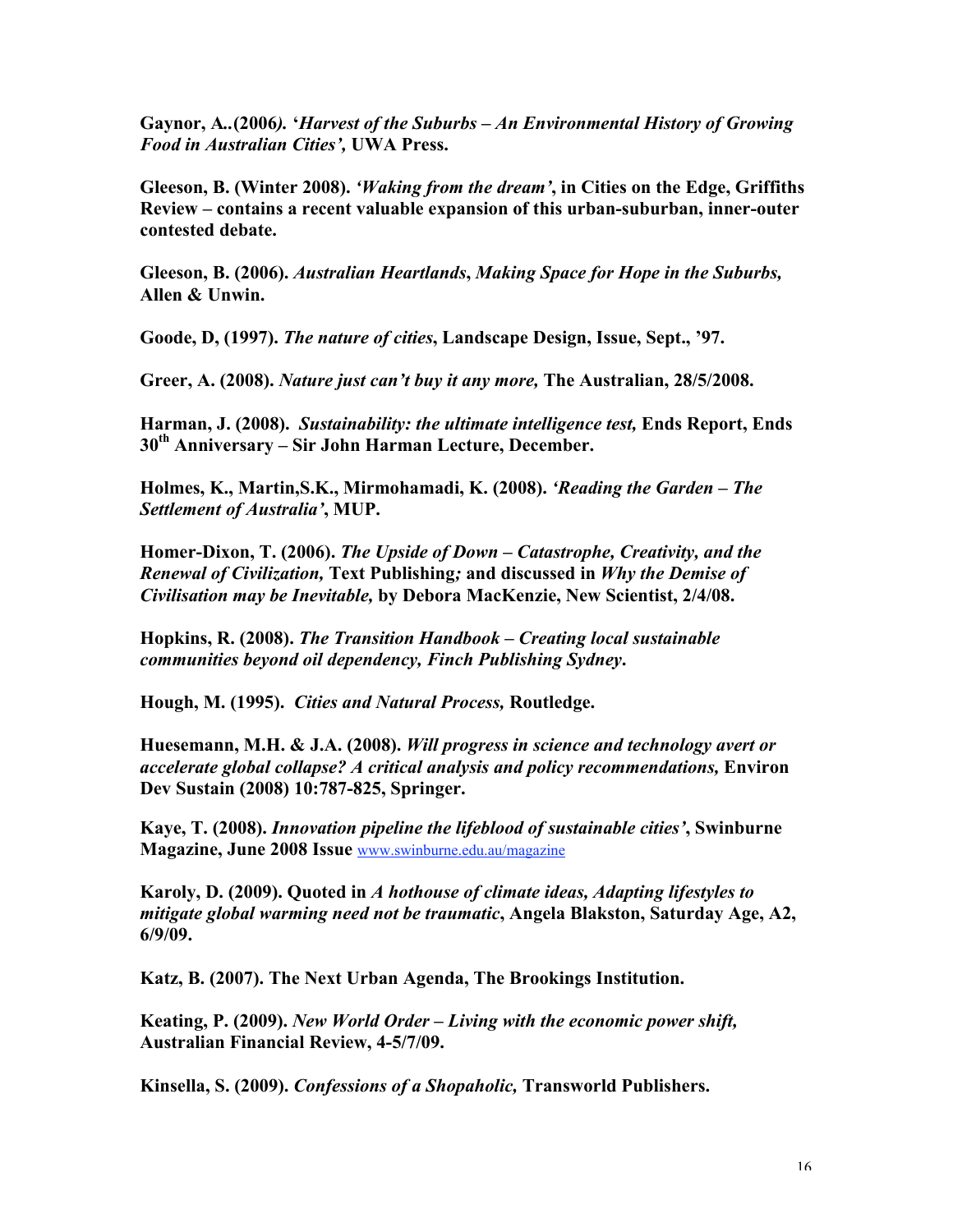**Gaynor, A..(2006*).* '*Harvest of the Suburbs – An Environmental History of Growing Food in Australian Cities',* UWA Press.**

**Gleeson, B. (Winter 2008).** ***'Waking from the dream'*, in Cities on the Edge, Griffiths Review – contains a recent valuable expansion of this urban-suburban, inner-outer contested debate.**

**Gleeson, B. (2006).** ***Australian Heartlands*, *Making Space for Hope in the Suburbs,* Allen & Unwin.**

**Goode, D, (1997).** ***The nature of cities*, Landscape Design, Issue, Sept., '97.**

**Greer, A. (2008).** ***Nature just can't buy it any more,* The Australian, 28/5/2008.**

**Harman, J. (2008).** ***Sustainability: the ultimate intelligence test,* Ends Report, Ends 30th Anniversary – Sir John Harman Lecture, December.**

**Holmes, K., Martin,S.K., Mirmohamadi, K. (2008).** ***'Reading the Garden – The Settlement of Australia'*, MUP.**

**Homer-Dixon, T. (2006).** ***The Upside of Down – Catastrophe, Creativity, and the Renewal of Civilization,* Text Publishing*;* and discussed in *Why the Demise of Civilisation may be Inevitable,* by Debora MacKenzie, New Scientist, 2/4/08.**

**Hopkins, R. (2008).** ***The Transition Handbook – Creating local sustainable communities beyond oil dependency, Finch Publishing Sydney*.**

**Hough, M. (1995).** ***Cities and Natural Process,* Routledge.**

**Huesemann, M.H. & J.A. (2008).** ***Will progress in science and technology avert or accelerate global collapse? A critical analysis and policy recommendations,* Environ Dev Sustain (2008) 10:787-825, Springer.**

**Kaye, T. (2008).** ***Innovation pipeline the lifeblood of sustainable cities'*, Swinburne Magazine, June 2008 Issue** www.swinburne.edu.au/magazine

**Karoly, D. (2009). Quoted in** ***A hothouse of climate ideas, Adapting lifestyles to mitigate global warming need not be traumatic*, Angela Blakston, Saturday Age, A2, 6/9/09.**

**Katz, B. (2007). The Next Urban Agenda, The Brookings Institution.**

**Keating, P. (2009).** ***New World Order – Living with the economic power shift,* Australian Financial Review, 4-5/7/09.**

**Kinsella, S. (2009).** ***Confessions of a Shopaholic,* Transworld Publishers.**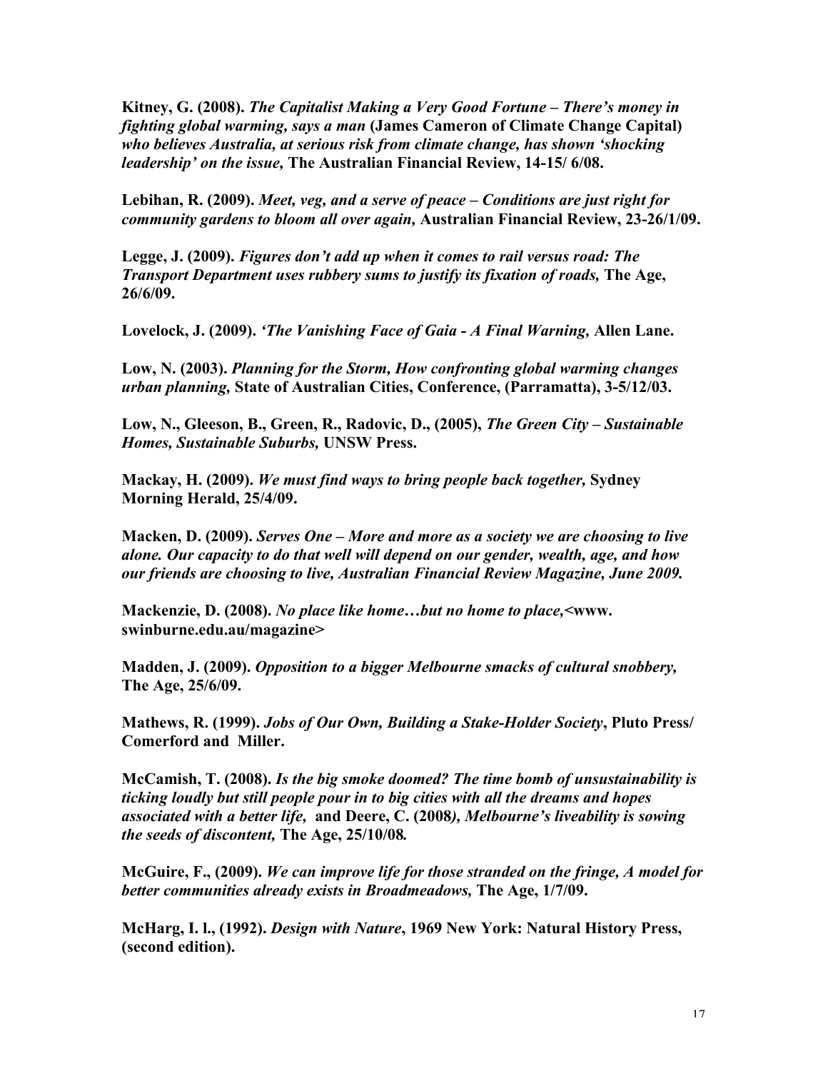**Kitney, G. (2008).** ***The Capitalist Making a Very Good Fortune – There's money in fighting global warming, says a man*** **(James Cameron of Climate Change Capital)** ***who believes Australia, at serious risk from climate change, has shown 'shocking leadership' on the issue,*** **The Australian Financial Review, 14-15/ 6/08.**

**Lebihan, R. (2009).** ***Meet, veg, and a serve of peace – Conditions are just right for community gardens to bloom all over again,*** **Australian Financial Review, 23-26/1/09.**

**Legge, J. (2009).** ***Figures don't add up when it comes to rail versus road: The Transport Department uses rubbery sums to justify its fixation of roads,*** **The Age, 26/6/09.**

**Lovelock, J. (2009).** ***'The Vanishing Face of Gaia - A Final Warning,*** **Allen Lane.**

**Low, N. (2003).** ***Planning for the Storm, How confronting global warming changes urban planning,*** **State of Australian Cities, Conference, (Parramatta), 3-5/12/03.**

**Low, N., Gleeson, B., Green, R., Radovic, D., (2005),** ***The Green City – Sustainable Homes, Sustainable Suburbs,*** **UNSW Press.**

**Mackay, H. (2009).** ***We must find ways to bring people back together,*** **Sydney Morning Herald, 25/4/09.**

**Macken, D. (2009).** ***Serves One – More and more as a society we are choosing to live alone. Our capacity to do that well will depend on our gender, wealth, age, and how our friends are choosing to live, Australian Financial Review Magazine, June 2009.***

**Mackenzie, D. (2008).** ***No place like home…but no home to place,*****<www. swinburne.edu.au/magazine>**

**Madden, J. (2009).** ***Opposition to a bigger Melbourne smacks of cultural snobbery,*** **The Age, 25/6/09.**

**Mathews, R. (1999).** ***Jobs of Our Own, Building a Stake-Holder Society*****, Pluto Press/ Comerford and Miller.**

**McCamish, T. (2008).** ***Is the big smoke doomed? The time bomb of unsustainability is ticking loudly but still people pour in to big cities with all the dreams and hopes associated with a better life,*** **and Deere, C. (2008*), Melbourne's liveability is sowing the seeds of discontent,*** **The Age, 25/10/08*.***

**McGuire, F., (2009).** ***We can improve life for those stranded on the fringe, A model for better communities already exists in Broadmeadows,*** **The Age, 1/7/09.**

**McHarg, I. l., (1992).** ***Design with Nature*****, 1969 New York: Natural History Press, (second edition).**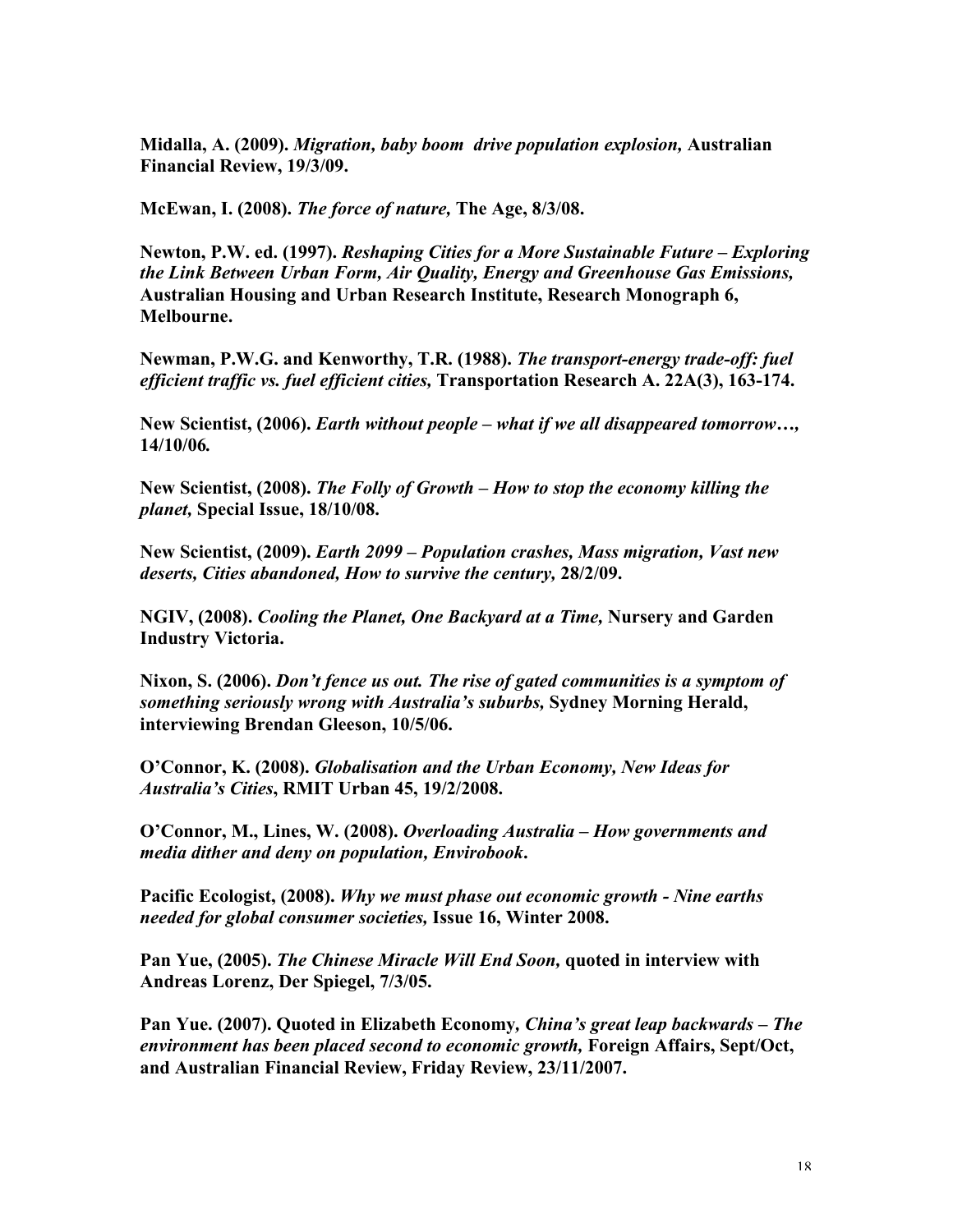**Midalla, A. (2009).** ***Migration, baby boom  drive population explosion,*** **Australian Financial Review, 19/3/09.**

**McEwan, I. (2008).** ***The force of nature,*** **The Age, 8/3/08.**

**Newton, P.W. ed. (1997).** ***Reshaping Cities for a More Sustainable Future – Exploring the Link Between Urban Form, Air Quality, Energy and Greenhouse Gas Emissions,*** **Australian Housing and Urban Research Institute, Research Monograph 6, Melbourne.**

**Newman, P.W.G. and Kenworthy, T.R. (1988).** ***The transport-energy trade-off: fuel efficient traffic vs. fuel efficient cities,*** **Transportation Research A. 22A(3), 163-174.**

**New Scientist, (2006).** ***Earth without people – what if we all disappeared tomorrow…,*** **14/10/06*.***

**New Scientist, (2008).** ***The Folly of Growth – How to stop the economy killing the planet,*** **Special Issue, 18/10/08.**

**New Scientist, (2009).** ***Earth 2099 – Population crashes, Mass migration, Vast new deserts, Cities abandoned, How to survive the century,*** **28/2/09.**

**NGIV, (2008).** ***Cooling the Planet, One Backyard at a Time,*** **Nursery and Garden Industry Victoria.**

**Nixon, S. (2006).** ***Don't fence us out. The rise of gated communities is a symptom of something seriously wrong with Australia's suburbs,*** **Sydney Morning Herald, interviewing Brendan Gleeson, 10/5/06.**

**O'Connor, K. (2008).** ***Globalisation and the Urban Economy, New Ideas for Australia's Cities*****, RMIT Urban 45, 19/2/2008.**

**O'Connor, M., Lines, W. (2008).** ***Overloading Australia – How governments and media dither and deny on population, Envirobook*****.**

**Pacific Ecologist, (2008).** ***Why we must phase out economic growth - Nine earths needed for global consumer societies,*** **Issue 16, Winter 2008.**

**Pan Yue, (2005).** ***The Chinese Miracle Will End Soon,*** **quoted in interview with Andreas Lorenz, Der Spiegel, 7/3/05.**

**Pan Yue. (2007). Quoted in Elizabeth Economy*****, China's great leap backwards – The environment has been placed second to economic growth,*** **Foreign Affairs, Sept/Oct, and Australian Financial Review, Friday Review, 23/11/2007.**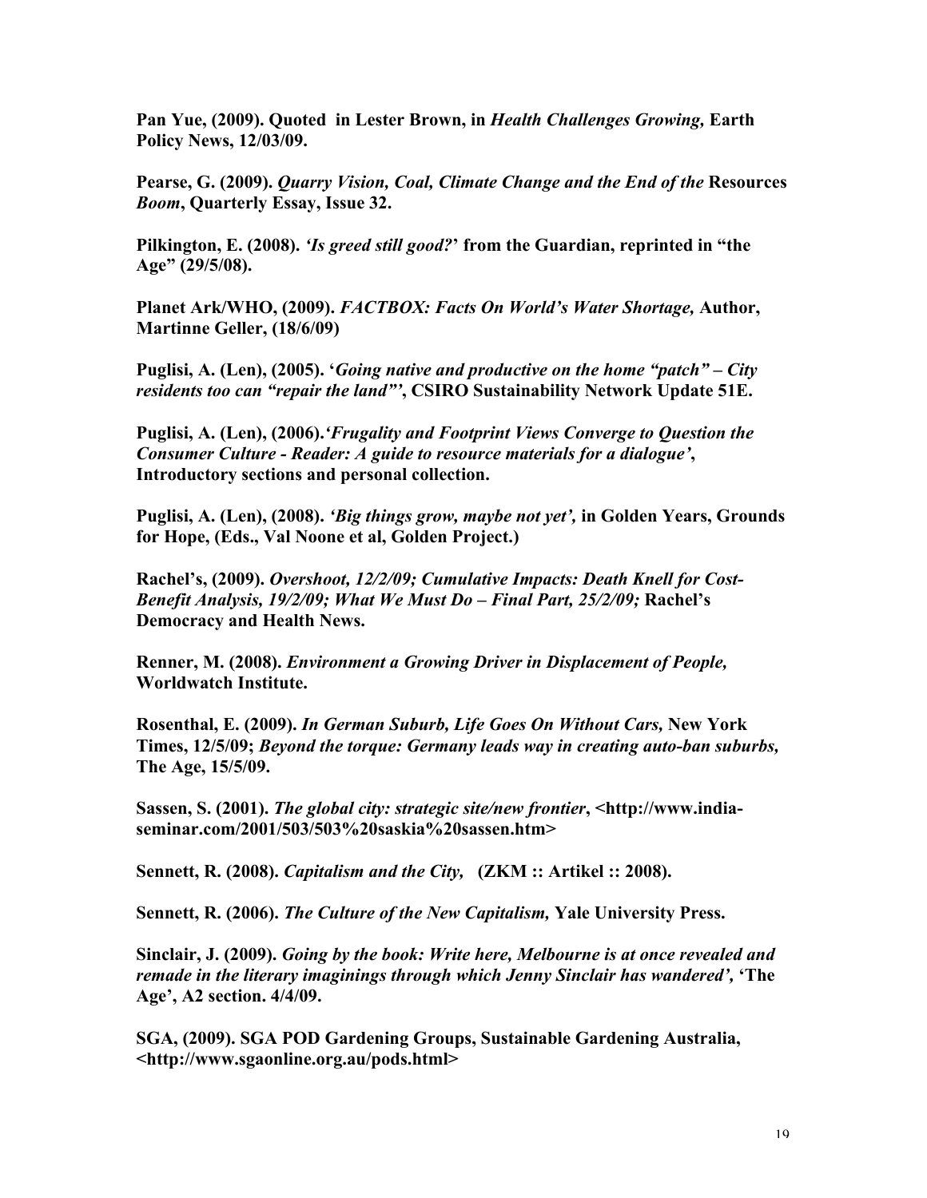**Pan Yue, (2009). Quoted in Lester Brown, in *Health Challenges Growing,* Earth Policy News, 12/03/09.**

**Pearse, G. (2009). *Quarry Vision, Coal, Climate Change and the End of the* Resources *Boom*, Quarterly Essay, Issue 32.**

**Pilkington, E. (2008). *'Is greed still good?*' from the Guardian, reprinted in "the Age" (29/5/08).**

**Planet Ark/WHO, (2009). *FACTBOX: Facts On World's Water Shortage,* Author, Martinne Geller, (18/6/09)**

**Puglisi, A. (Len), (2005). '*Going native and productive on the home "patch" – City residents too can "repair the land"'*, CSIRO Sustainability Network Update 51E.**

**Puglisi, A. (Len), (2006).*'Frugality and Footprint Views Converge to Question the Consumer Culture - Reader: A guide to resource materials for a dialogue'*, Introductory sections and personal collection.**

**Puglisi, A. (Len), (2008). *'Big things grow, maybe not yet',* in Golden Years, Grounds for Hope, (Eds., Val Noone et al, Golden Project.)**

**Rachel's, (2009). *Overshoot, 12/2/09; Cumulative Impacts: Death Knell for Cost-Benefit Analysis, 19/2/09; What We Must Do – Final Part, 25/2/09;* Rachel's Democracy and Health News.**

**Renner, M. (2008). *Environment a Growing Driver in Displacement of People,* Worldwatch Institute.**

**Rosenthal, E. (2009). *In German Suburb, Life Goes On Without Cars,* New York Times, 12/5/09; *Beyond the torque: Germany leads way in creating auto-ban suburbs,* The Age, 15/5/09.**

**Sassen, S. (2001). *The global city: strategic site/new frontier*, <http://www.india-seminar.com/2001/503/503%20saskia%20sassen.htm>**

**Sennett, R. (2008). *Capitalism and the City,* (ZKM :: Artikel :: 2008).**

**Sennett, R. (2006). *The Culture of the New Capitalism,* Yale University Press.**

**Sinclair, J. (2009). *Going by the book: Write here, Melbourne is at once revealed and remade in the literary imaginings through which Jenny Sinclair has wandered',* 'The Age', A2 section. 4/4/09.**

**SGA, (2009). SGA POD Gardening Groups, Sustainable Gardening Australia, <http://www.sgaonline.org.au/pods.html>**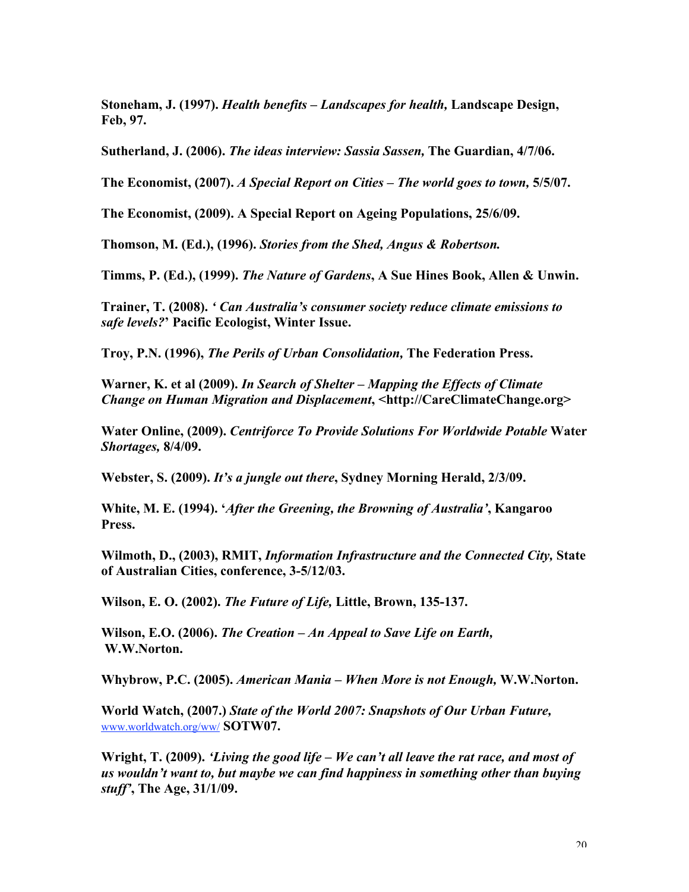**Stoneham, J. (1997).** ***Health benefits – Landscapes for health,*** **Landscape Design, Feb, 97.**

**Sutherland, J. (2006).** ***The ideas interview: Sassia Sassen,*** **The Guardian, 4/7/06.**

**The Economist, (2007).** ***A Special Report on Cities – The world goes to town,*** **5/5/07.**

**The Economist, (2009). A Special Report on Ageing Populations, 25/6/09.**

**Thomson, M. (Ed.), (1996).** ***Stories from the Shed, Angus & Robertson.***

**Timms, P. (Ed.), (1999).** ***The Nature of Gardens*****, A Sue Hines Book, Allen & Unwin.**

**Trainer, T. (2008).** ***' Can Australia's consumer society reduce climate emissions to safe levels?'*** **Pacific Ecologist, Winter Issue.**

**Troy, P.N. (1996),** ***The Perils of Urban Consolidation,*** **The Federation Press.**

**Warner, K. et al (2009).** ***In Search of Shelter – Mapping the Effects of Climate Change on Human Migration and Displacement*****, <http://CareClimateChange.org>**

**Water Online, (2009).** ***Centriforce To Provide Solutions For Worldwide Potable*** **Water** ***Shortages,*** **8/4/09.**

**Webster, S. (2009).** ***It's a jungle out there*****, Sydney Morning Herald, 2/3/09.**

**White, M. E. (1994). '*****After the Greening, the Browning of Australia'*****, Kangaroo Press.**

**Wilmoth, D., (2003), RMIT,** ***Information Infrastructure and the Connected City,*** **State of Australian Cities, conference, 3-5/12/03.**

**Wilson, E. O. (2002).** ***The Future of Life,*** **Little, Brown, 135-137.**

**Wilson, E.O. (2006).** ***The Creation – An Appeal to Save Life on Earth,*** **W.W.Norton.**

**Whybrow, P.C. (2005).** ***American Mania – When More is not Enough,*** **W.W.Norton.**

**World Watch, (2007.)** ***State of the World 2007: Snapshots of Our Urban Future,*** www.worldwatch.org/ww/ **SOTW07.**

**Wright, T. (2009).** ***'Living the good life – We can't all leave the rat race, and most of us wouldn't want to, but maybe we can find happiness in something other than buying stuff'*****, The Age, 31/1/09.**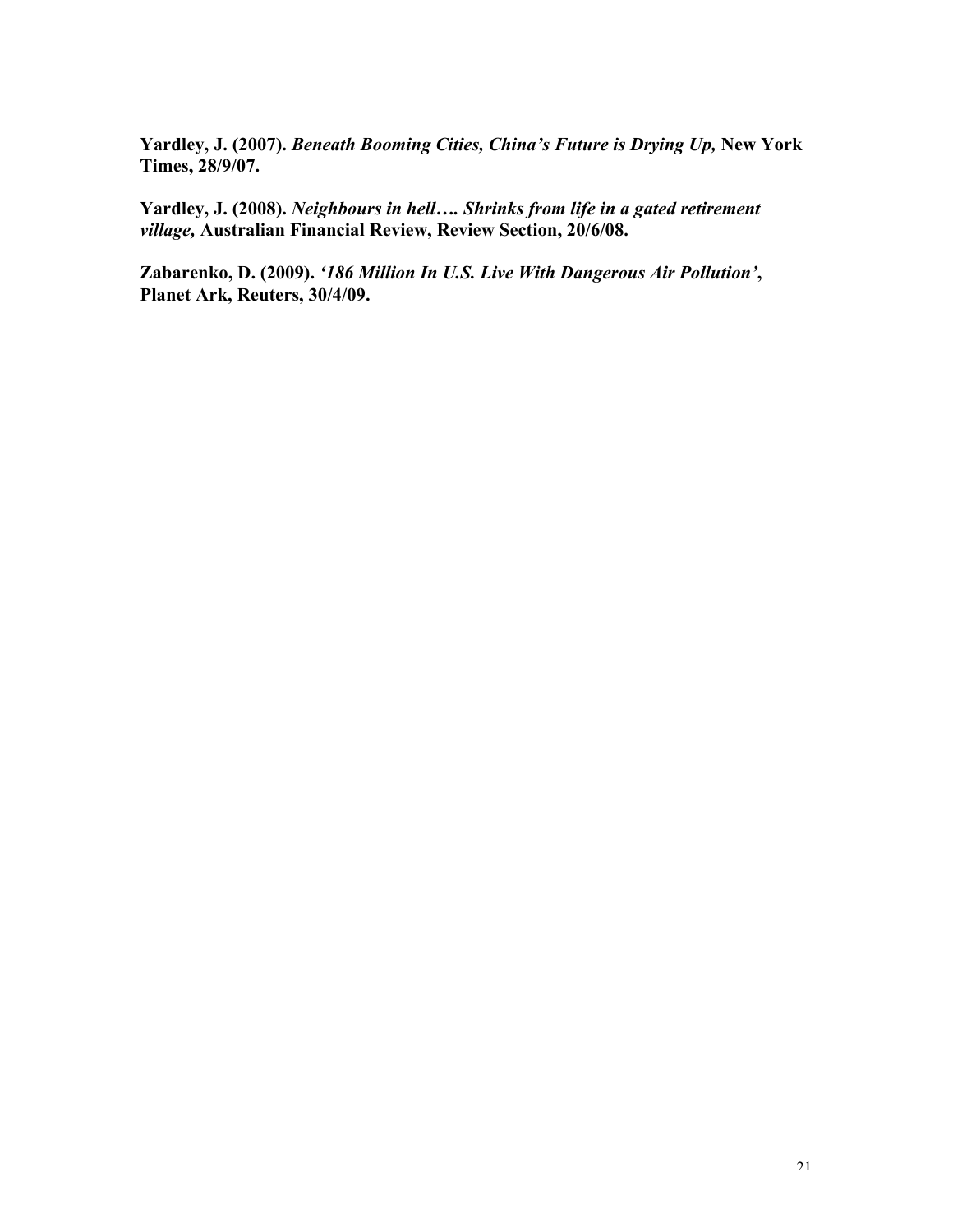**Yardley, J. (2007).** ***Beneath Booming Cities, China's Future is Drying Up,*** **New York Times, 28/9/07.**

**Yardley, J. (2008).** ***Neighbours in hell…. Shrinks from life in a gated retirement village,*** **Australian Financial Review, Review Section, 20/6/08.**

**Zabarenko, D. (2009).** ***'186 Million In U.S. Live With Dangerous Air Pollution'*****, Planet Ark, Reuters, 30/4/09.**